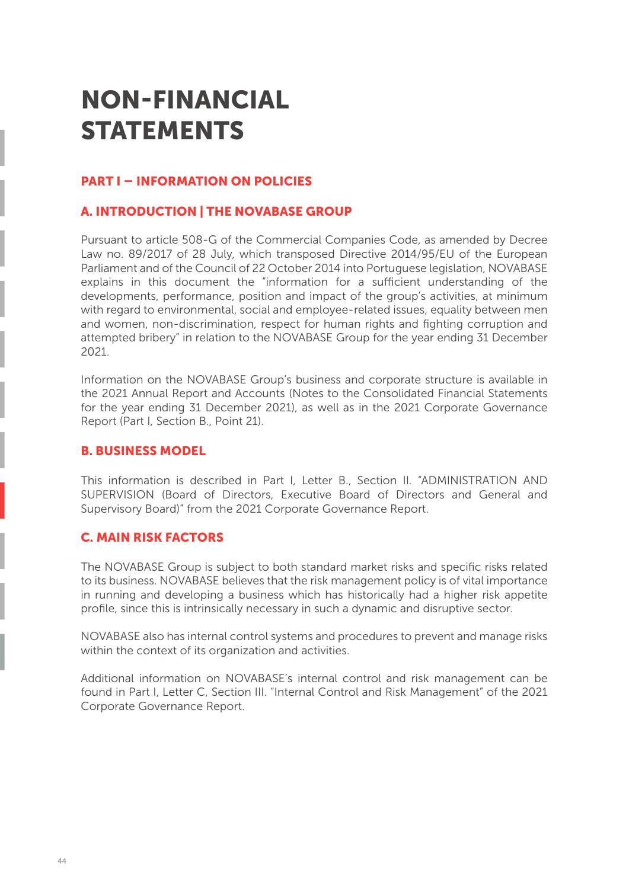# NON-FINANCIAL STATEMENTS

## PART I – INFORMATION ON POLICIES

### A. INTRODUCTION | THE NOVABASE GROUP

Pursuant to article 508-G of the Commercial Companies Code, as amended by Decree Law no. 89/2017 of 28 July, which transposed Directive 2014/95/EU of the European Parliament and of the Council of 22 October 2014 into Portuguese legislation, NOVABASE explains in this document the "information for a sufficient understanding of the developments, performance, position and impact of the group's activities, at minimum with regard to environmental, social and employee-related issues, equality between men and women, non-discrimination, respect for human rights and fighting corruption and attempted bribery" in relation to the NOVABASE Group for the year ending 31 December 2021.

Information on the NOVABASE Group's business and corporate structure is available in the 2021 Annual Report and Accounts (Notes to the Consolidated Financial Statements for the year ending 31 December 2021), as well as in the 2021 Corporate Governance Report (Part I, Section B., Point 21).

### B. BUSINESS MODEL

This information is described in Part I, Letter B., Section II. "ADMINISTRATION AND SUPERVISION (Board of Directors, Executive Board of Directors and General and Supervisory Board)" from the 2021 Corporate Governance Report.

### C. MAIN RISK FACTORS

The NOVABASE Group is subject to both standard market risks and specific risks related to its business. NOVABASE believes that the risk management policy is of vital importance in running and developing a business which has historically had a higher risk appetite profile, since this is intrinsically necessary in such a dynamic and disruptive sector.

NOVABASE also has internal control systems and procedures to prevent and manage risks within the context of its organization and activities.

Additional information on NOVABASE's internal control and risk management can be found in Part I, Letter C, Section III. "Internal Control and Risk Management" of the 2021 Corporate Governance Report.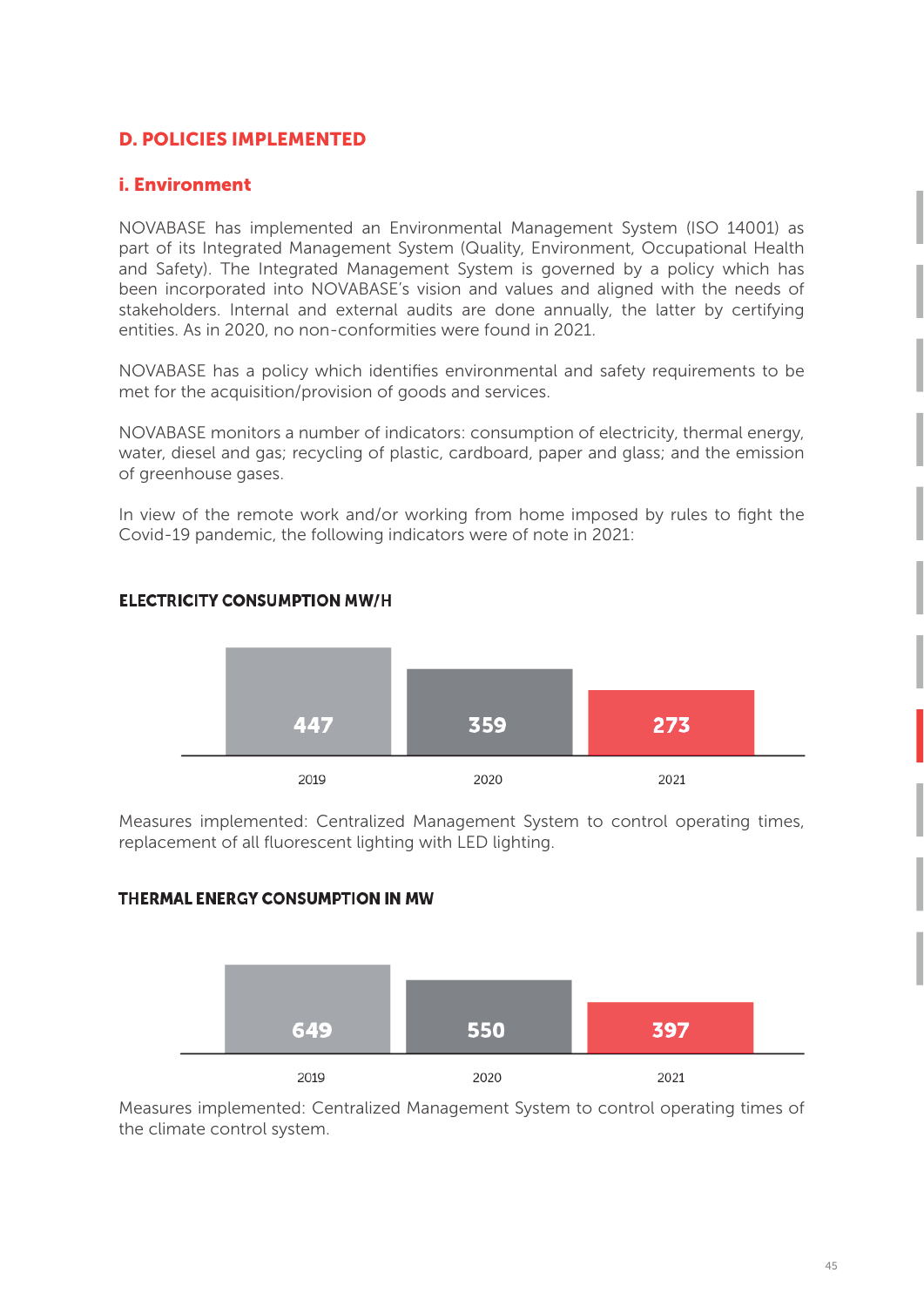## D. POLICIES IMPLEMENTED

### i. Environment

NOVABASE has implemented an Environmental Management System (ISO 14001) as part of its Integrated Management System (Quality, Environment, Occupational Health and Safety). The Integrated Management System is governed by a policy which has been incorporated into NOVABASE's vision and values and aligned with the needs of stakeholders. Internal and external audits are done annually, the latter by certifying entities. As in 2020, no non-conformities were found in 2021.

NOVABASE has a policy which identifies environmental and safety requirements to be met for the acquisition/provision of goods and services.

NOVABASE monitors a number of indicators: consumption of electricity, thermal energy, water, diesel and gas; recycling of plastic, cardboard, paper and glass; and the emission of greenhouse gases.

In view of the remote work and/or working from home imposed by rules to fight the Covid-19 pandemic, the following indicators were of note in 2021:

**ELECTRICITY CONSUMPTION MW/H**

| 2019 | 2020 | 2021 |
|---|---|---|
| 447 | 359 | 273 |

Measures implemented: Centralized Management System to control operating times, replacement of all fluorescent lighting with LED lighting.

**THERMAL ENERGY CONSUMPTION IN MW**

| 2019 | 2020 | 2021 |
|---|---|---|
| 649 | 550 | 397 |

Measures implemented: Centralized Management System to control operating times of the climate control system.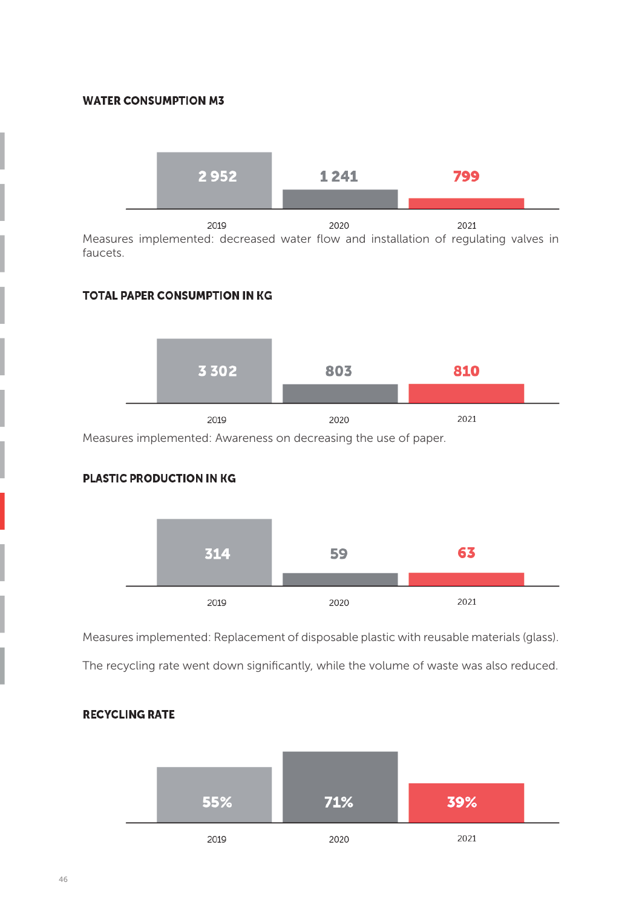## WATER CONSUMPTION M3

| 2019 | 2020 | 2021 |
|---|---|---|
| 2 952 | 1 241 | 799 |

Measures implemented: decreased water flow and installation of regulating valves in faucets.

## TOTAL PAPER CONSUMPTION IN KG

| 2019 | 2020 | 2021 |
|---|---|---|
| 3 302 | 803 | 810 |

Measures implemented: Awareness on decreasing the use of paper.

## PLASTIC PRODUCTION IN KG

| 2019 | 2020 | 2021 |
|---|---|---|
| 314 | 59 | 63 |

Measures implemented: Replacement of disposable plastic with reusable materials (glass).

The recycling rate went down significantly, while the volume of waste was also reduced.

## RECYCLING RATE

| 2019 | 2020 | 2021 |
|---|---|---|
| 55% | 71% | 39% |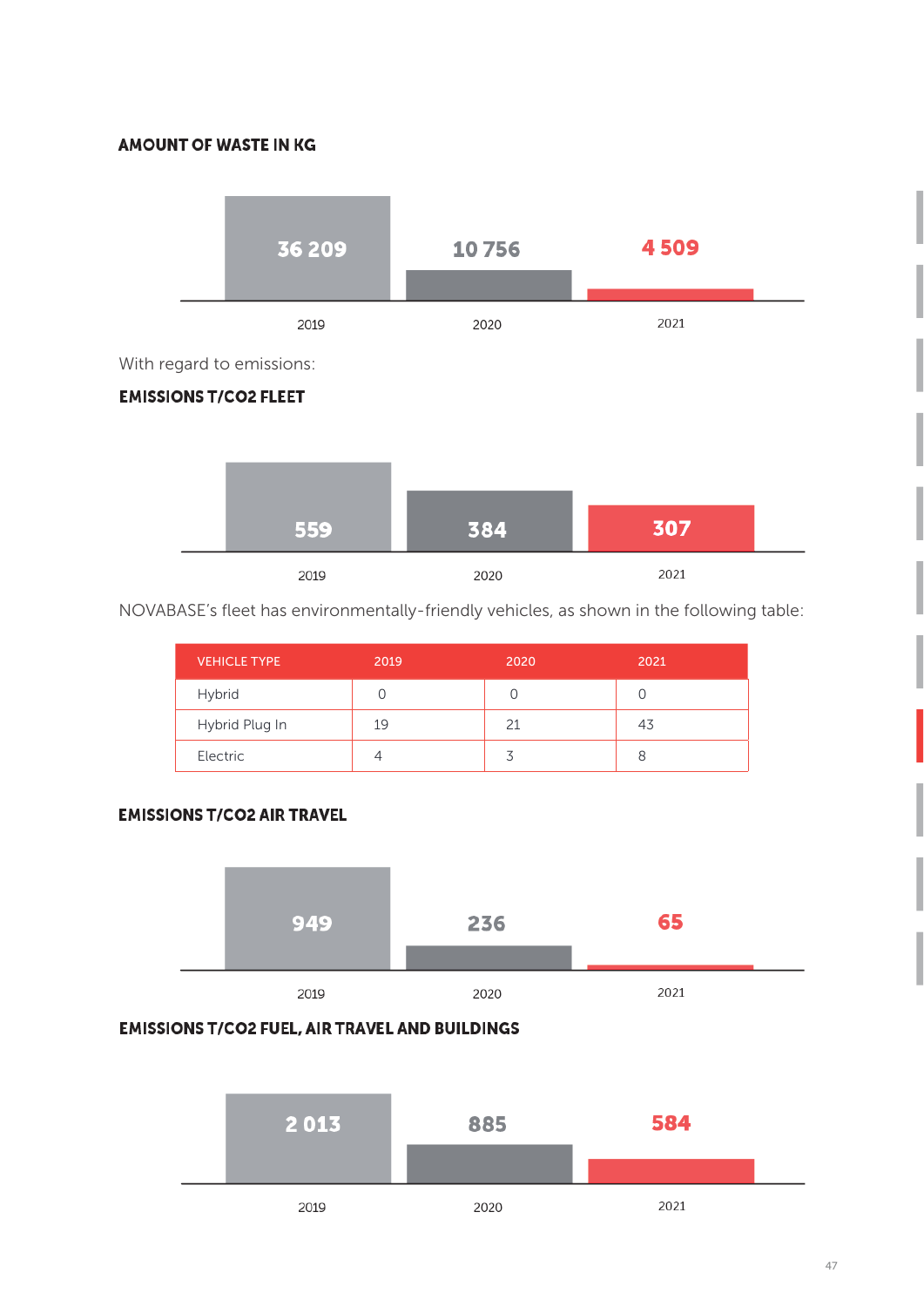**AMOUNT OF WASTE IN KG**

| 2019 | 2020 | 2021 |
|---|---|---|
| 36 209 | 10 756 | 4 509 |

With regard to emissions:

**EMISSIONS T/CO2 FLEET**

| 2019 | 2020 | 2021 |
|---|---|---|
| 559 | 384 | 307 |

NOVABASE's fleet has environmentally-friendly vehicles, as shown in the following table:

| VEHICLE TYPE | 2019 | 2020 | 2021 |
|---|---|---|---|
| Hybrid | 0 | 0 | 0 |
| Hybrid Plug In | 19 | 21 | 43 |
| Electric | 4 | 3 | 8 |

**EMISSIONS T/CO2 AIR TRAVEL**

| 2019 | 2020 | 2021 |
|---|---|---|
| 949 | 236 | 65 |

**EMISSIONS T/CO2 FUEL, AIR TRAVEL AND BUILDINGS**

| 2019 | 2020 | 2021 |
|---|---|---|
| 2 013 | 885 | 584 |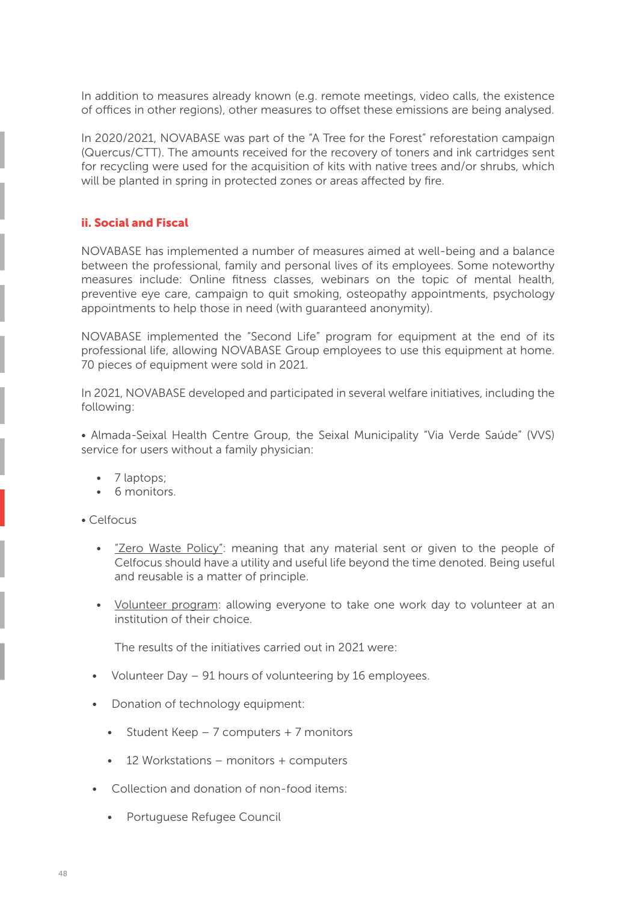In addition to measures already known (e.g. remote meetings, video calls, the existence of offices in other regions), other measures to offset these emissions are being analysed.

In 2020/2021, NOVABASE was part of the "A Tree for the Forest" reforestation campaign (Quercus/CTT). The amounts received for the recovery of toners and ink cartridges sent for recycling were used for the acquisition of kits with native trees and/or shrubs, which will be planted in spring in protected zones or areas affected by fire.

### ii. Social and Fiscal

NOVABASE has implemented a number of measures aimed at well-being and a balance between the professional, family and personal lives of its employees. Some noteworthy measures include: Online fitness classes, webinars on the topic of mental health, preventive eye care, campaign to quit smoking, osteopathy appointments, psychology appointments to help those in need (with guaranteed anonymity).

NOVABASE implemented the "Second Life" program for equipment at the end of its professional life, allowing NOVABASE Group employees to use this equipment at home. 70 pieces of equipment were sold in 2021.

In 2021, NOVABASE developed and participated in several welfare initiatives, including the following:

- Almada-Seixal Health Centre Group, the Seixal Municipality "Via Verde Saúde" (VVS) service for users without a family physician:
  - 7 laptops;
  - 6 monitors.

- Celfocus
  - "Zero Waste Policy": meaning that any material sent or given to the people of Celfocus should have a utility and useful life beyond the time denoted. Being useful and reusable is a matter of principle.
  - Volunteer program: allowing everyone to take one work day to volunteer at an institution of their choice.

    The results of the initiatives carried out in 2021 were:

- Volunteer Day – 91 hours of volunteering by 16 employees.
- Donation of technology equipment:
  - Student Keep – 7 computers + 7 monitors
  - 12 Workstations – monitors + computers
- Collection and donation of non-food items:
  - Portuguese Refugee Council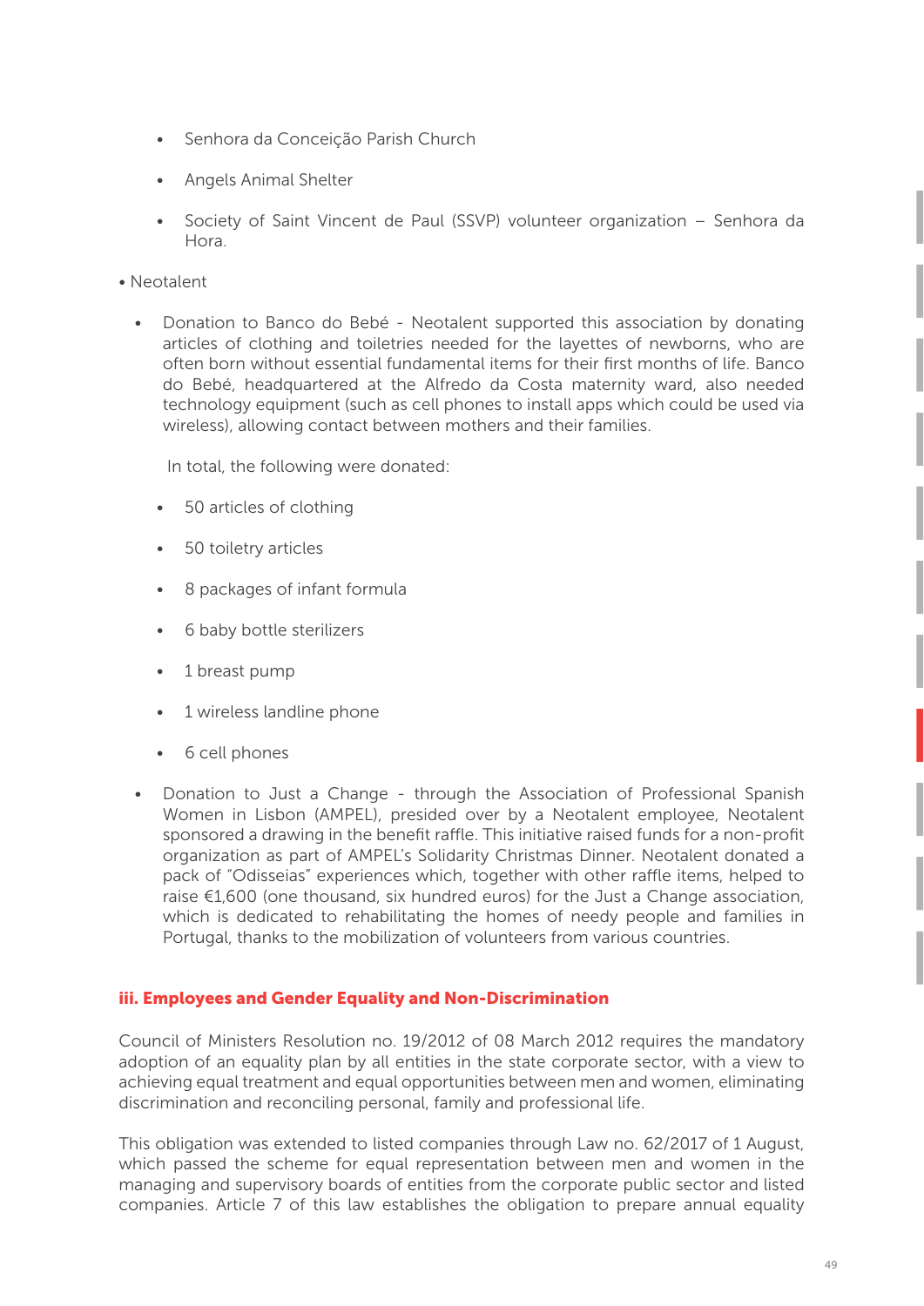- Senhora da Conceição Parish Church
- Angels Animal Shelter
- Society of Saint Vincent de Paul (SSVP) volunteer organization – Senhora da Hora.

• Neotalent

- Donation to Banco do Bebé - Neotalent supported this association by donating articles of clothing and toiletries needed for the layettes of newborns, who are often born without essential fundamental items for their first months of life. Banco do Bebé, headquartered at the Alfredo da Costa maternity ward, also needed technology equipment (such as cell phones to install apps which could be used via wireless), allowing contact between mothers and their families.

  In total, the following were donated:

  - 50 articles of clothing
  - 50 toiletry articles
  - 8 packages of infant formula
  - 6 baby bottle sterilizers
  - 1 breast pump
  - 1 wireless landline phone
  - 6 cell phones

- Donation to Just a Change - through the Association of Professional Spanish Women in Lisbon (AMPEL), presided over by a Neotalent employee, Neotalent sponsored a drawing in the benefit raffle. This initiative raised funds for a non-profit organization as part of AMPEL's Solidarity Christmas Dinner. Neotalent donated a pack of "Odisseias" experiences which, together with other raffle items, helped to raise €1,600 (one thousand, six hundred euros) for the Just a Change association, which is dedicated to rehabilitating the homes of needy people and families in Portugal, thanks to the mobilization of volunteers from various countries.

### iii. Employees and Gender Equality and Non-Discrimination

Council of Ministers Resolution no. 19/2012 of 08 March 2012 requires the mandatory adoption of an equality plan by all entities in the state corporate sector, with a view to achieving equal treatment and equal opportunities between men and women, eliminating discrimination and reconciling personal, family and professional life.

This obligation was extended to listed companies through Law no. 62/2017 of 1 August, which passed the scheme for equal representation between men and women in the managing and supervisory boards of entities from the corporate public sector and listed companies. Article 7 of this law establishes the obligation to prepare annual equality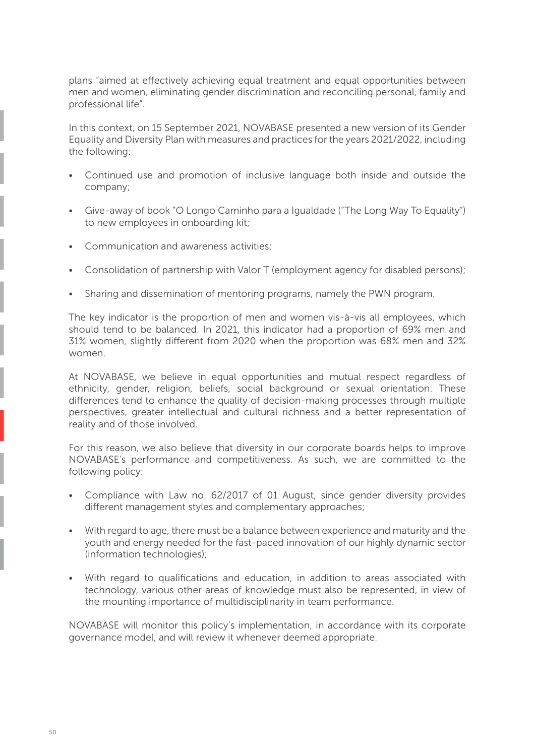plans "aimed at effectively achieving equal treatment and equal opportunities between men and women, eliminating gender discrimination and reconciling personal, family and professional life".

In this context, on 15 September 2021, NOVABASE presented a new version of its Gender Equality and Diversity Plan with measures and practices for the years 2021/2022, including the following:

- Continued use and promotion of inclusive language both inside and outside the company;
- Give-away of book "O Longo Caminho para a Igualdade ("The Long Way To Equality") to new employees in onboarding kit;
- Communication and awareness activities;
- Consolidation of partnership with Valor T (employment agency for disabled persons);
- Sharing and dissemination of mentoring programs, namely the PWN program.

The key indicator is the proportion of men and women vis-à-vis all employees, which should tend to be balanced. In 2021, this indicator had a proportion of 69% men and 31% women, slightly different from 2020 when the proportion was 68% men and 32% women.

At NOVABASE, we believe in equal opportunities and mutual respect regardless of ethnicity, gender, religion, beliefs, social background or sexual orientation. These differences tend to enhance the quality of decision-making processes through multiple perspectives, greater intellectual and cultural richness and a better representation of reality and of those involved.

For this reason, we also believe that diversity in our corporate boards helps to improve NOVABASE's performance and competitiveness. As such, we are committed to the following policy:

- Compliance with Law no. 62/2017 of 01 August, since gender diversity provides different management styles and complementary approaches;
- With regard to age, there must be a balance between experience and maturity and the youth and energy needed for the fast-paced innovation of our highly dynamic sector (information technologies);
- With regard to qualifications and education, in addition to areas associated with technology, various other areas of knowledge must also be represented, in view of the mounting importance of multidisciplinarity in team performance.

NOVABASE will monitor this policy's implementation, in accordance with its corporate governance model, and will review it whenever deemed appropriate.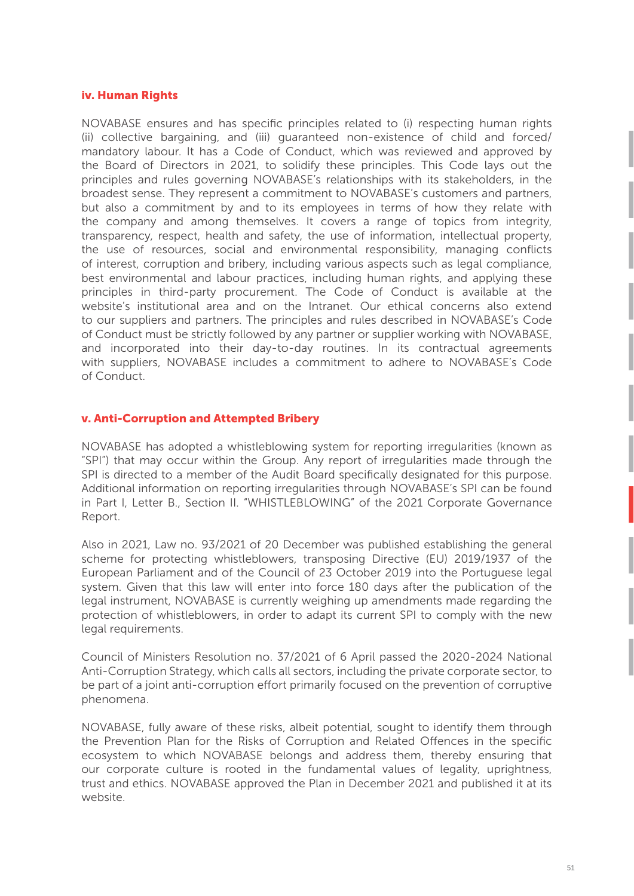### iv. Human Rights

NOVABASE ensures and has specific principles related to (i) respecting human rights (ii) collective bargaining, and (iii) guaranteed non-existence of child and forced/mandatory labour. It has a Code of Conduct, which was reviewed and approved by the Board of Directors in 2021, to solidify these principles. This Code lays out the principles and rules governing NOVABASE's relationships with its stakeholders, in the broadest sense. They represent a commitment to NOVABASE's customers and partners, but also a commitment by and to its employees in terms of how they relate with the company and among themselves. It covers a range of topics from integrity, transparency, respect, health and safety, the use of information, intellectual property, the use of resources, social and environmental responsibility, managing conflicts of interest, corruption and bribery, including various aspects such as legal compliance, best environmental and labour practices, including human rights, and applying these principles in third-party procurement. The Code of Conduct is available at the website's institutional area and on the Intranet. Our ethical concerns also extend to our suppliers and partners. The principles and rules described in NOVABASE's Code of Conduct must be strictly followed by any partner or supplier working with NOVABASE, and incorporated into their day-to-day routines. In its contractual agreements with suppliers, NOVABASE includes a commitment to adhere to NOVABASE's Code of Conduct.

### v. Anti-Corruption and Attempted Bribery

NOVABASE has adopted a whistleblowing system for reporting irregularities (known as "SPI") that may occur within the Group. Any report of irregularities made through the SPI is directed to a member of the Audit Board specifically designated for this purpose. Additional information on reporting irregularities through NOVABASE's SPI can be found in Part I, Letter B., Section II. "WHISTLEBLOWING" of the 2021 Corporate Governance Report.

Also in 2021, Law no. 93/2021 of 20 December was published establishing the general scheme for protecting whistleblowers, transposing Directive (EU) 2019/1937 of the European Parliament and of the Council of 23 October 2019 into the Portuguese legal system. Given that this law will enter into force 180 days after the publication of the legal instrument, NOVABASE is currently weighing up amendments made regarding the protection of whistleblowers, in order to adapt its current SPI to comply with the new legal requirements.

Council of Ministers Resolution no. 37/2021 of 6 April passed the 2020-2024 National Anti-Corruption Strategy, which calls all sectors, including the private corporate sector, to be part of a joint anti-corruption effort primarily focused on the prevention of corruptive phenomena.

NOVABASE, fully aware of these risks, albeit potential, sought to identify them through the Prevention Plan for the Risks of Corruption and Related Offences in the specific ecosystem to which NOVABASE belongs and address them, thereby ensuring that our corporate culture is rooted in the fundamental values of legality, uprightness, trust and ethics. NOVABASE approved the Plan in December 2021 and published it at its website.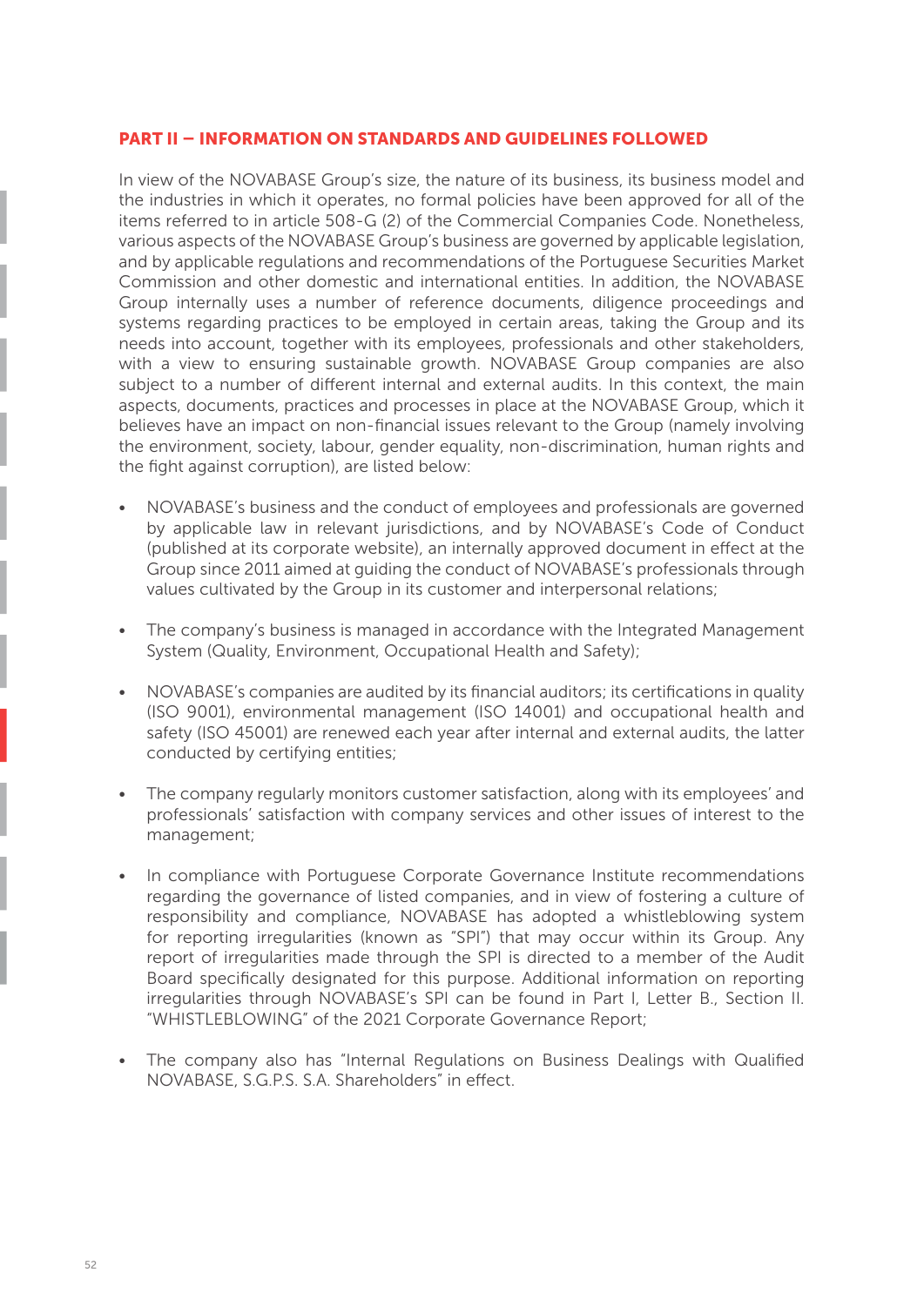## PART II – INFORMATION ON STANDARDS AND GUIDELINES FOLLOWED

In view of the NOVABASE Group's size, the nature of its business, its business model and the industries in which it operates, no formal policies have been approved for all of the items referred to in article 508-G (2) of the Commercial Companies Code. Nonetheless, various aspects of the NOVABASE Group's business are governed by applicable legislation, and by applicable regulations and recommendations of the Portuguese Securities Market Commission and other domestic and international entities. In addition, the NOVABASE Group internally uses a number of reference documents, diligence proceedings and systems regarding practices to be employed in certain areas, taking the Group and its needs into account, together with its employees, professionals and other stakeholders, with a view to ensuring sustainable growth. NOVABASE Group companies are also subject to a number of different internal and external audits. In this context, the main aspects, documents, practices and processes in place at the NOVABASE Group, which it believes have an impact on non-financial issues relevant to the Group (namely involving the environment, society, labour, gender equality, non-discrimination, human rights and the fight against corruption), are listed below:

- NOVABASE's business and the conduct of employees and professionals are governed by applicable law in relevant jurisdictions, and by NOVABASE's Code of Conduct (published at its corporate website), an internally approved document in effect at the Group since 2011 aimed at guiding the conduct of NOVABASE's professionals through values cultivated by the Group in its customer and interpersonal relations;

- The company's business is managed in accordance with the Integrated Management System (Quality, Environment, Occupational Health and Safety);

- NOVABASE's companies are audited by its financial auditors; its certifications in quality (ISO 9001), environmental management (ISO 14001) and occupational health and safety (ISO 45001) are renewed each year after internal and external audits, the latter conducted by certifying entities;

- The company regularly monitors customer satisfaction, along with its employees' and professionals' satisfaction with company services and other issues of interest to the management;

- In compliance with Portuguese Corporate Governance Institute recommendations regarding the governance of listed companies, and in view of fostering a culture of responsibility and compliance, NOVABASE has adopted a whistleblowing system for reporting irregularities (known as "SPI") that may occur within its Group. Any report of irregularities made through the SPI is directed to a member of the Audit Board specifically designated for this purpose. Additional information on reporting irregularities through NOVABASE's SPI can be found in Part I, Letter B., Section II. "WHISTLEBLOWING" of the 2021 Corporate Governance Report;

- The company also has "Internal Regulations on Business Dealings with Qualified NOVABASE, S.G.P.S. S.A. Shareholders" in effect.